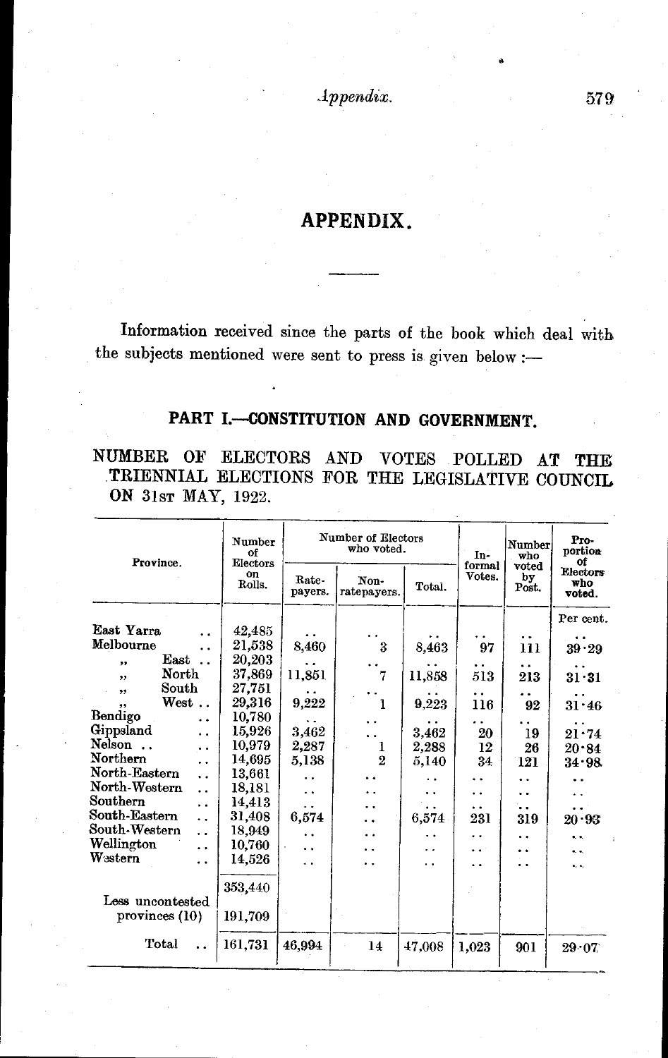# APPENDIX.

Information received since the parts of the book which deal with the subjects mentioned were sent to press is given below :—

## PART I.—CONSTITUTION AND GOVERNMENT.

NUMBER OF ELECTORS AND VOTES POLLED AT THE TRIENNIAL ELECTIONS FOR THE LEGISLATIVE COUNCIL ON 31ST MAY, 1922.

| Province. | Number of Electors on Rolls. | Number of Electors who voted. | | | Informal Votes. | Number who voted by Post. | Proportion of Electors who voted. |
|---|---|---|---|---|---|---|---|
| | | Ratepayers. | Non-ratepayers. | Total. | | | |
| | | | | | | | Per cent. |
| East Yarra .. | 42,485 | .. | .. | .. | .. | .. | .. |
| Melbourne .. | 21,538 | 8,460 | 3 | 8,463 | 97 | 111 | 39·29 |
| " East .. | 20,203 | .. | .. | .. | .. | .. | .. |
| " North | 37,869 | 11,851 | 7 | 11,858 | 513 | 213 | 31·31 |
| " South | 27,751 | .. | .. | .. | .. | .. | .. |
| " West .. | 29,316 | 9,222 | 1 | 9,223 | 116 | 92 | 31·46 |
| Bendigo .. | 10,780 | .. | .. | .. | .. | .. | .. |
| Gippsland .. | 15,926 | 3,462 | .. | 3,462 | 20 | 19 | 21·74 |
| Nelson .. .. | 10,979 | 2,287 | 1 | 2,288 | 12 | 26 | 20·84 |
| Northern .. | 14,695 | 5,138 | 2 | 5,140 | 34 | 121 | 34·98 |
| North-Eastern .. | 13,661 | .. | .. | .. | .. | .. | .. |
| North-Western .. | 18,181 | .. | .. | .. | .. | .. | .. |
| Southern .. | 14,413 | .. | .. | .. | .. | .. | .. |
| South-Eastern .. | 31,408 | 6,574 | .. | 6,574 | 231 | 319 | 20·93 |
| South-Western .. | 18,949 | .. | .. | .. | .. | .. | .. |
| Wellington .. | 10,760 | .. | .. | .. | .. | .. | .. |
| Western .. | 14,526 | .. | .. | .. | .. | .. | .. |
| | 353,440 | | | | | | |
| Less uncontested provinces (10) | 191,709 | | | | | | |
| Total .. | 161,731 | 46,994 | 14 | 47,008 | 1,023 | 901 | 29·07 |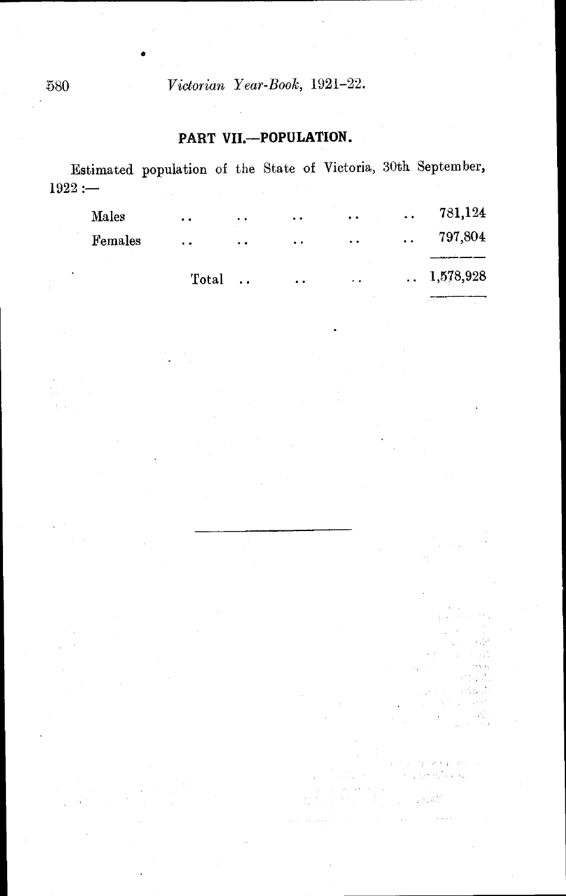## PART VII.—POPULATION.

Estimated population of the State of Victoria, 30th September, 1922:—

| | |
|---|---|
| Males | 781,124 |
| Females | 797,804 |
| Total | 1,578,928 |